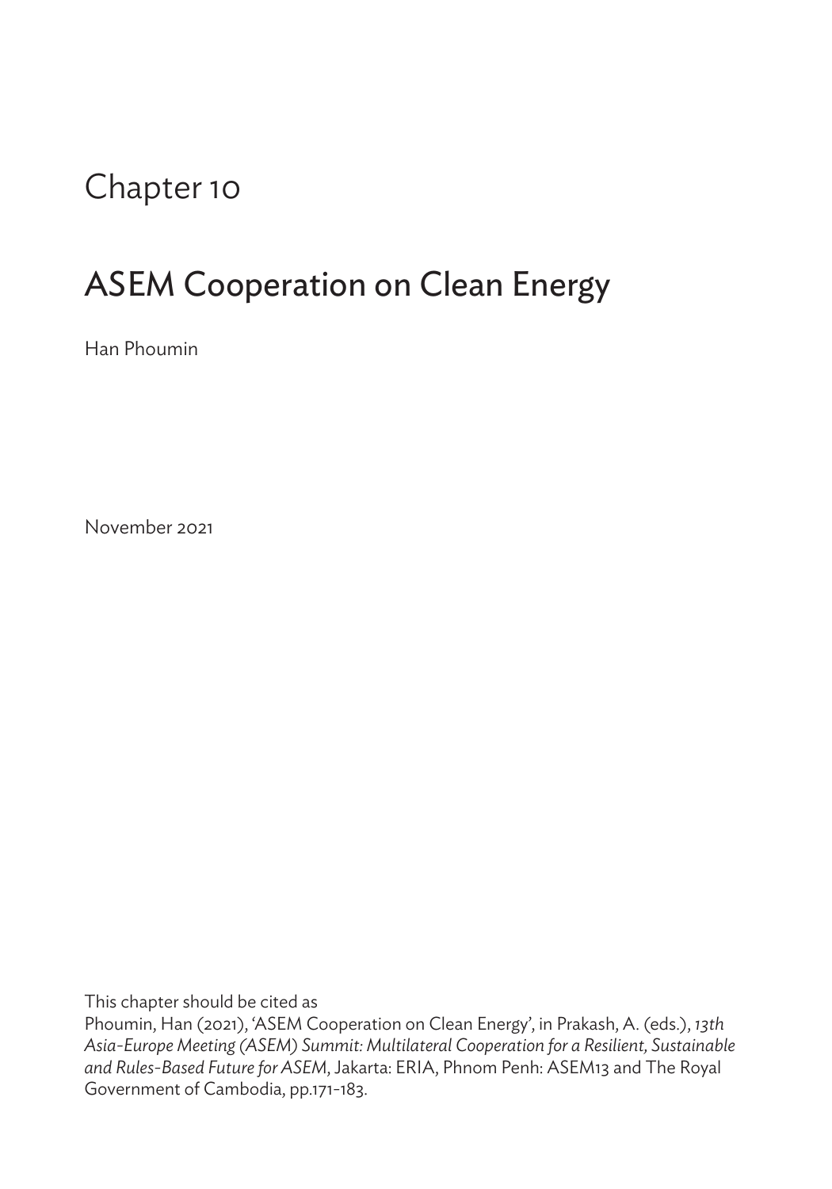# Chapter 10

# ASEM Cooperation on Clean Energy

Han Phoumin

November 2021

This chapter should be cited as

Phoumin, Han (2021), 'ASEM Cooperation on Clean Energy', in Prakash, A. (eds.), *13th Asia-Europe Meeting (ASEM) Summit: Multilateral Cooperation for a Resilient, Sustainable and Rules-Based Future for ASEM*, Jakarta: ERIA, Phnom Penh: ASEM13 and The Royal Government of Cambodia, pp.171-183.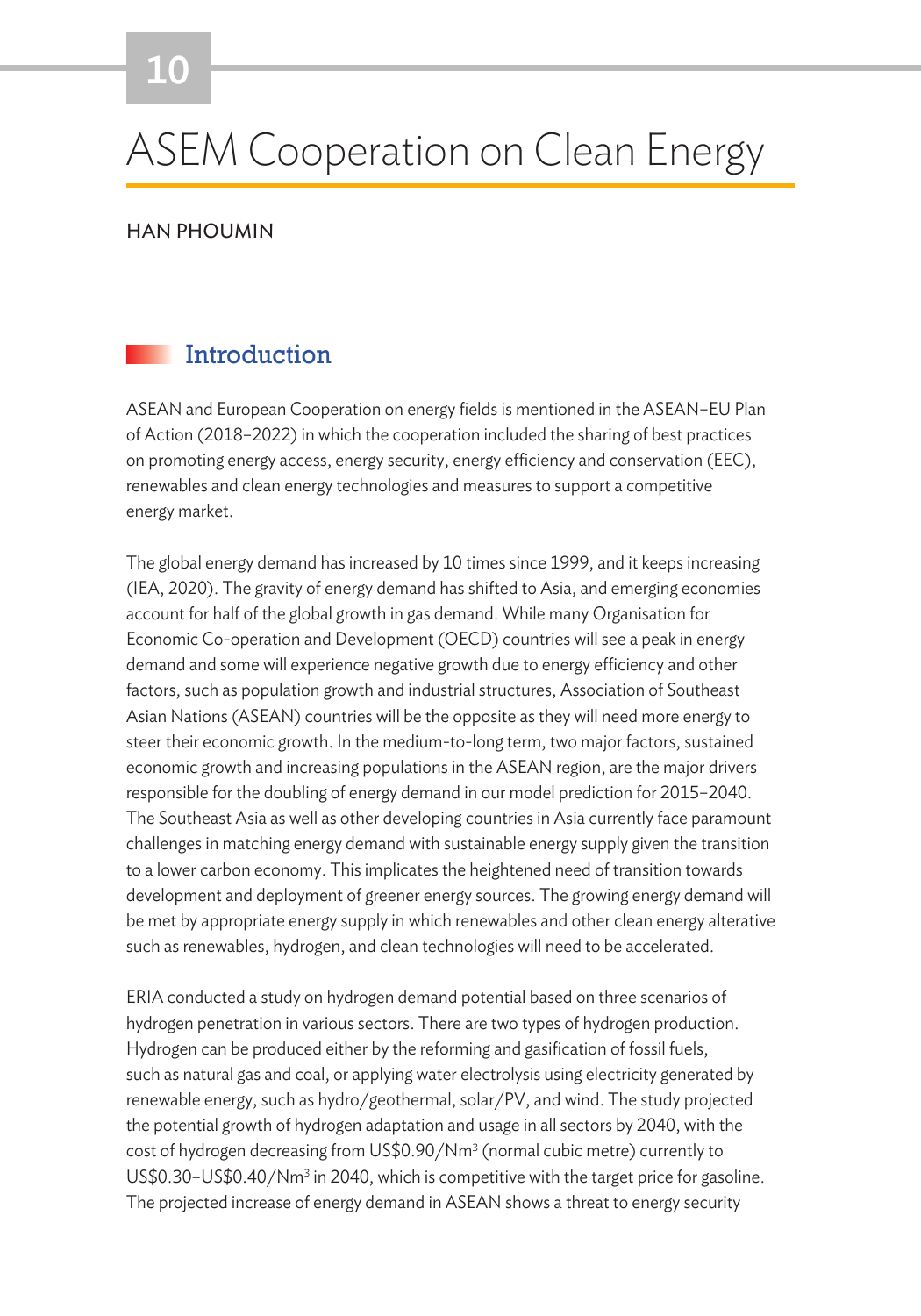# 10

# ASEM Cooperation on Clean Energy

HAN PHOUMIN

## Introduction

ASEAN and European Cooperation on energy fields is mentioned in the ASEAN–EU Plan of Action (2018–2022) in which the cooperation included the sharing of best practices on promoting energy access, energy security, energy efficiency and conservation (EEC), renewables and clean energy technologies and measures to support a competitive energy market.

The global energy demand has increased by 10 times since 1999, and it keeps increasing (IEA, 2020). The gravity of energy demand has shifted to Asia, and emerging economies account for half of the global growth in gas demand. While many Organisation for Economic Co-operation and Development (OECD) countries will see a peak in energy demand and some will experience negative growth due to energy efficiency and other factors, such as population growth and industrial structures, Association of Southeast Asian Nations (ASEAN) countries will be the opposite as they will need more energy to steer their economic growth. In the medium-to-long term, two major factors, sustained economic growth and increasing populations in the ASEAN region, are the major drivers responsible for the doubling of energy demand in our model prediction for 2015–2040. The Southeast Asia as well as other developing countries in Asia currently face paramount challenges in matching energy demand with sustainable energy supply given the transition to a lower carbon economy. This implicates the heightened need of transition towards development and deployment of greener energy sources. The growing energy demand will be met by appropriate energy supply in which renewables and other clean energy alterative such as renewables, hydrogen, and clean technologies will need to be accelerated.

ERIA conducted a study on hydrogen demand potential based on three scenarios of hydrogen penetration in various sectors. There are two types of hydrogen production. Hydrogen can be produced either by the reforming and gasification of fossil fuels, such as natural gas and coal, or applying water electrolysis using electricity generated by renewable energy, such as hydro/geothermal, solar/PV, and wind. The study projected the potential growth of hydrogen adaptation and usage in all sectors by 2040, with the cost of hydrogen decreasing from US\$0.90/Nm$^3$ (normal cubic metre) currently to US\$0.30–US\$0.40/Nm$^3$ in 2040, which is competitive with the target price for gasoline. The projected increase of energy demand in ASEAN shows a threat to energy security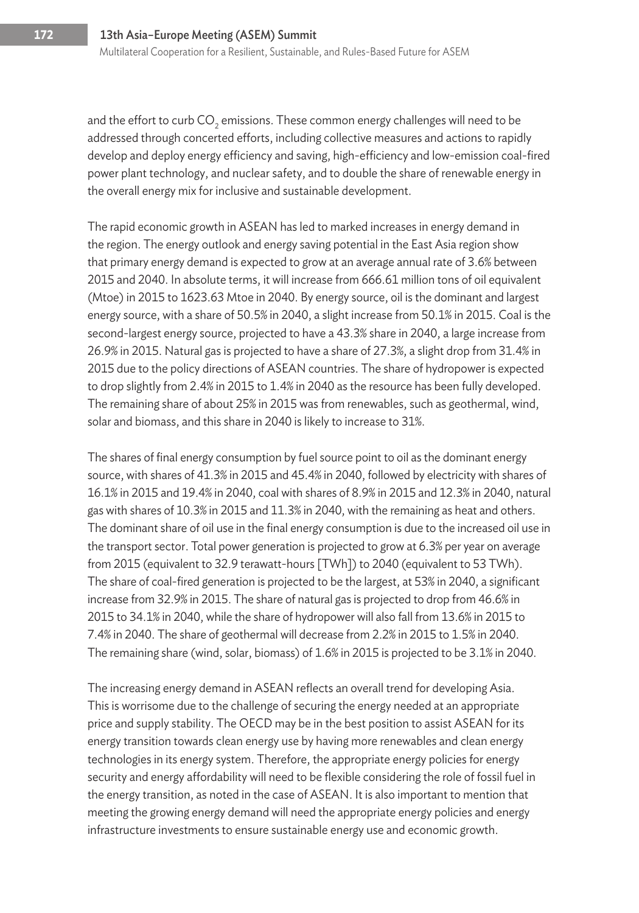and the effort to curb $CO_2$ emissions. These common energy challenges will need to be addressed through concerted efforts, including collective measures and actions to rapidly develop and deploy energy efficiency and saving, high-efficiency and low-emission coal-fired power plant technology, and nuclear safety, and to double the share of renewable energy in the overall energy mix for inclusive and sustainable development.

The rapid economic growth in ASEAN has led to marked increases in energy demand in the region. The energy outlook and energy saving potential in the East Asia region show that primary energy demand is expected to grow at an average annual rate of 3.6% between 2015 and 2040. In absolute terms, it will increase from 666.61 million tons of oil equivalent (Mtoe) in 2015 to 1623.63 Mtoe in 2040. By energy source, oil is the dominant and largest energy source, with a share of 50.5% in 2040, a slight increase from 50.1% in 2015. Coal is the second-largest energy source, projected to have a 43.3% share in 2040, a large increase from 26.9% in 2015. Natural gas is projected to have a share of 27.3%, a slight drop from 31.4% in 2015 due to the policy directions of ASEAN countries. The share of hydropower is expected to drop slightly from 2.4% in 2015 to 1.4% in 2040 as the resource has been fully developed. The remaining share of about 25% in 2015 was from renewables, such as geothermal, wind, solar and biomass, and this share in 2040 is likely to increase to 31%.

The shares of final energy consumption by fuel source point to oil as the dominant energy source, with shares of 41.3% in 2015 and 45.4% in 2040, followed by electricity with shares of 16.1% in 2015 and 19.4% in 2040, coal with shares of 8.9% in 2015 and 12.3% in 2040, natural gas with shares of 10.3% in 2015 and 11.3% in 2040, with the remaining as heat and others. The dominant share of oil use in the final energy consumption is due to the increased oil use in the transport sector. Total power generation is projected to grow at 6.3% per year on average from 2015 (equivalent to 32.9 terawatt-hours [TWh]) to 2040 (equivalent to 53 TWh). The share of coal-fired generation is projected to be the largest, at 53% in 2040, a significant increase from 32.9% in 2015. The share of natural gas is projected to drop from 46.6% in 2015 to 34.1% in 2040, while the share of hydropower will also fall from 13.6% in 2015 to 7.4% in 2040. The share of geothermal will decrease from 2.2% in 2015 to 1.5% in 2040. The remaining share (wind, solar, biomass) of 1.6% in 2015 is projected to be 3.1% in 2040.

The increasing energy demand in ASEAN reflects an overall trend for developing Asia. This is worrisome due to the challenge of securing the energy needed at an appropriate price and supply stability. The OECD may be in the best position to assist ASEAN for its energy transition towards clean energy use by having more renewables and clean energy technologies in its energy system. Therefore, the appropriate energy policies for energy security and energy affordability will need to be flexible considering the role of fossil fuel in the energy transition, as noted in the case of ASEAN. It is also important to mention that meeting the growing energy demand will need the appropriate energy policies and energy infrastructure investments to ensure sustainable energy use and economic growth.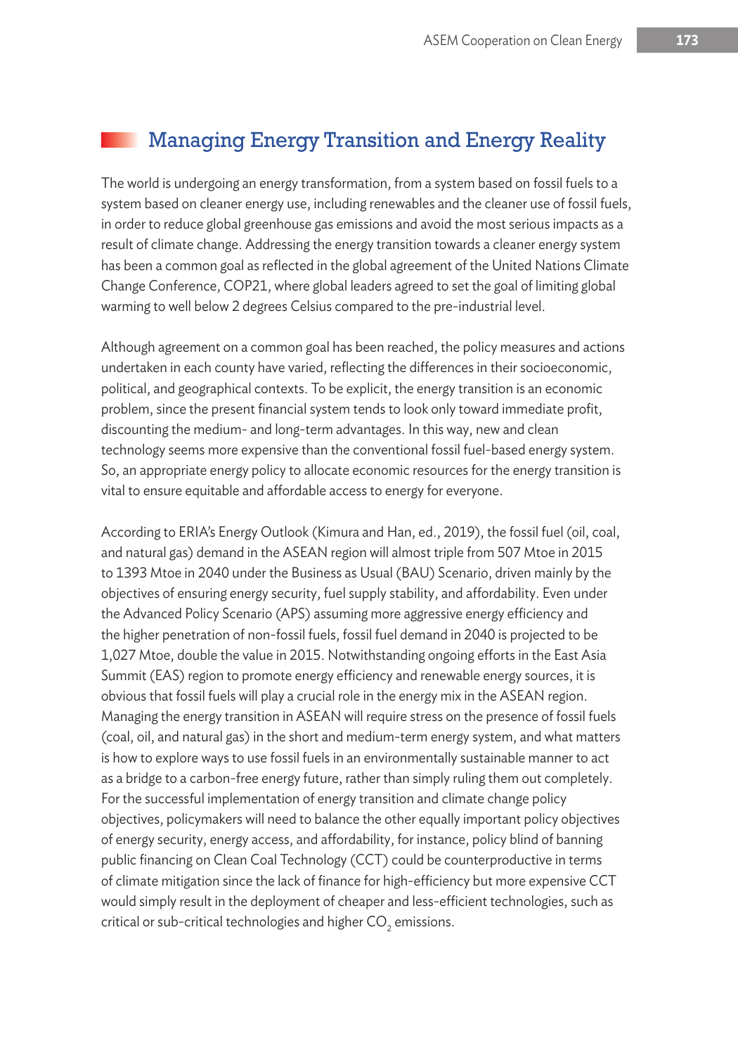## Managing Energy Transition and Energy Reality

The world is undergoing an energy transformation, from a system based on fossil fuels to a system based on cleaner energy use, including renewables and the cleaner use of fossil fuels, in order to reduce global greenhouse gas emissions and avoid the most serious impacts as a result of climate change. Addressing the energy transition towards a cleaner energy system has been a common goal as reflected in the global agreement of the United Nations Climate Change Conference, COP21, where global leaders agreed to set the goal of limiting global warming to well below 2 degrees Celsius compared to the pre-industrial level.

Although agreement on a common goal has been reached, the policy measures and actions undertaken in each county have varied, reflecting the differences in their socioeconomic, political, and geographical contexts. To be explicit, the energy transition is an economic problem, since the present financial system tends to look only toward immediate profit, discounting the medium- and long-term advantages. In this way, new and clean technology seems more expensive than the conventional fossil fuel-based energy system. So, an appropriate energy policy to allocate economic resources for the energy transition is vital to ensure equitable and affordable access to energy for everyone.

According to ERIA's Energy Outlook (Kimura and Han, ed., 2019), the fossil fuel (oil, coal, and natural gas) demand in the ASEAN region will almost triple from 507 Mtoe in 2015 to 1393 Mtoe in 2040 under the Business as Usual (BAU) Scenario, driven mainly by the objectives of ensuring energy security, fuel supply stability, and affordability. Even under the Advanced Policy Scenario (APS) assuming more aggressive energy efficiency and the higher penetration of non-fossil fuels, fossil fuel demand in 2040 is projected to be 1,027 Mtoe, double the value in 2015. Notwithstanding ongoing efforts in the East Asia Summit (EAS) region to promote energy efficiency and renewable energy sources, it is obvious that fossil fuels will play a crucial role in the energy mix in the ASEAN region. Managing the energy transition in ASEAN will require stress on the presence of fossil fuels (coal, oil, and natural gas) in the short and medium-term energy system, and what matters is how to explore ways to use fossil fuels in an environmentally sustainable manner to act as a bridge to a carbon-free energy future, rather than simply ruling them out completely. For the successful implementation of energy transition and climate change policy objectives, policymakers will need to balance the other equally important policy objectives of energy security, energy access, and affordability, for instance, policy blind of banning public financing on Clean Coal Technology (CCT) could be counterproductive in terms of climate mitigation since the lack of finance for high-efficiency but more expensive CCT would simply result in the deployment of cheaper and less-efficient technologies, such as critical or sub-critical technologies and higher $CO_2$ emissions.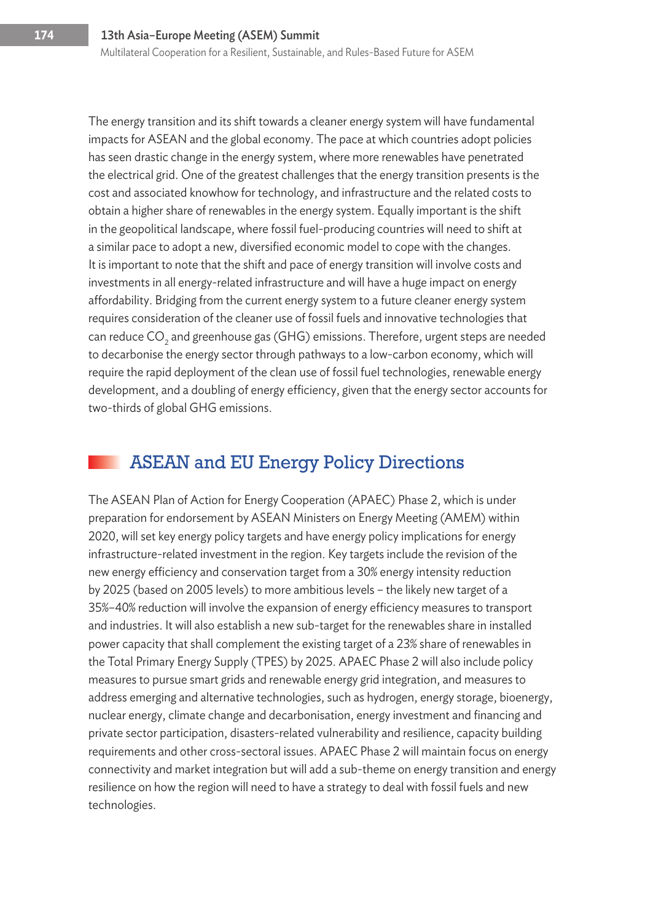The energy transition and its shift towards a cleaner energy system will have fundamental impacts for ASEAN and the global economy. The pace at which countries adopt policies has seen drastic change in the energy system, where more renewables have penetrated the electrical grid. One of the greatest challenges that the energy transition presents is the cost and associated knowhow for technology, and infrastructure and the related costs to obtain a higher share of renewables in the energy system. Equally important is the shift in the geopolitical landscape, where fossil fuel-producing countries will need to shift at a similar pace to adopt a new, diversified economic model to cope with the changes. It is important to note that the shift and pace of energy transition will involve costs and investments in all energy-related infrastructure and will have a huge impact on energy affordability. Bridging from the current energy system to a future cleaner energy system requires consideration of the cleaner use of fossil fuels and innovative technologies that can reduce $CO_2$ and greenhouse gas (GHG) emissions. Therefore, urgent steps are needed to decarbonise the energy sector through pathways to a low-carbon economy, which will require the rapid deployment of the clean use of fossil fuel technologies, renewable energy development, and a doubling of energy efficiency, given that the energy sector accounts for two-thirds of global GHG emissions.

## ASEAN and EU Energy Policy Directions

The ASEAN Plan of Action for Energy Cooperation (APAEC) Phase 2, which is under preparation for endorsement by ASEAN Ministers on Energy Meeting (AMEM) within 2020, will set key energy policy targets and have energy policy implications for energy infrastructure-related investment in the region. Key targets include the revision of the new energy efficiency and conservation target from a 30% energy intensity reduction by 2025 (based on 2005 levels) to more ambitious levels – the likely new target of a 35%–40% reduction will involve the expansion of energy efficiency measures to transport and industries. It will also establish a new sub-target for the renewables share in installed power capacity that shall complement the existing target of a 23% share of renewables in the Total Primary Energy Supply (TPES) by 2025. APAEC Phase 2 will also include policy measures to pursue smart grids and renewable energy grid integration, and measures to address emerging and alternative technologies, such as hydrogen, energy storage, bioenergy, nuclear energy, climate change and decarbonisation, energy investment and financing and private sector participation, disasters-related vulnerability and resilience, capacity building requirements and other cross-sectoral issues. APAEC Phase 2 will maintain focus on energy connectivity and market integration but will add a sub-theme on energy transition and energy resilience on how the region will need to have a strategy to deal with fossil fuels and new technologies.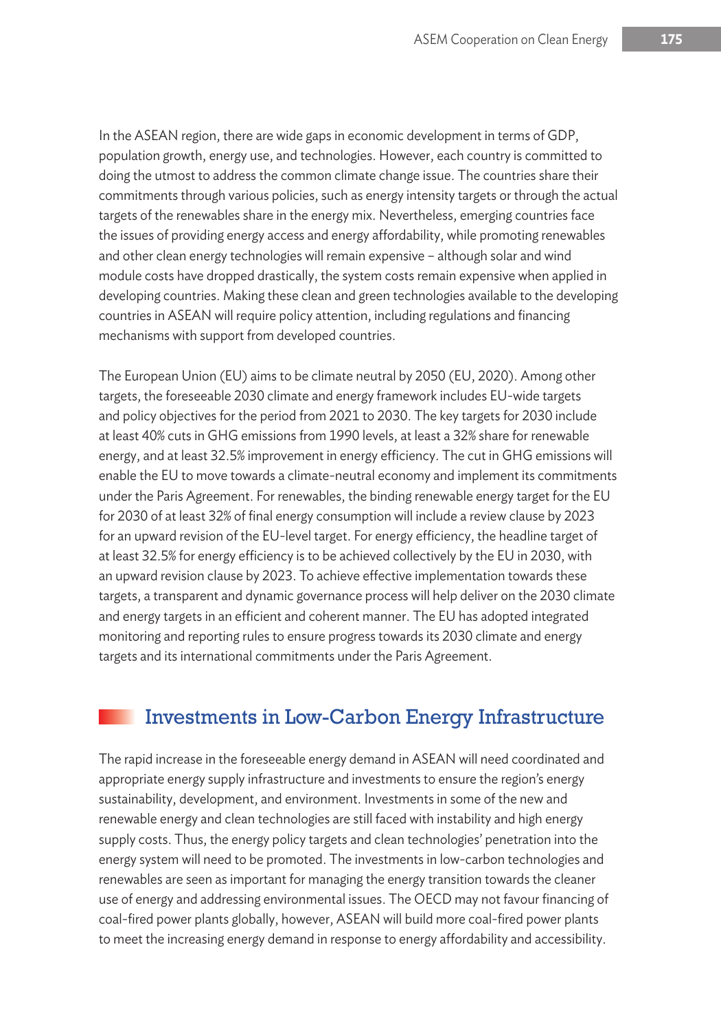In the ASEAN region, there are wide gaps in economic development in terms of GDP, population growth, energy use, and technologies. However, each country is committed to doing the utmost to address the common climate change issue. The countries share their commitments through various policies, such as energy intensity targets or through the actual targets of the renewables share in the energy mix. Nevertheless, emerging countries face the issues of providing energy access and energy affordability, while promoting renewables and other clean energy technologies will remain expensive – although solar and wind module costs have dropped drastically, the system costs remain expensive when applied in developing countries. Making these clean and green technologies available to the developing countries in ASEAN will require policy attention, including regulations and financing mechanisms with support from developed countries.

The European Union (EU) aims to be climate neutral by 2050 (EU, 2020). Among other targets, the foreseeable 2030 climate and energy framework includes EU-wide targets and policy objectives for the period from 2021 to 2030. The key targets for 2030 include at least 40% cuts in GHG emissions from 1990 levels, at least a 32% share for renewable energy, and at least 32.5% improvement in energy efficiency. The cut in GHG emissions will enable the EU to move towards a climate-neutral economy and implement its commitments under the Paris Agreement. For renewables, the binding renewable energy target for the EU for 2030 of at least 32% of final energy consumption will include a review clause by 2023 for an upward revision of the EU-level target. For energy efficiency, the headline target of at least 32.5% for energy efficiency is to be achieved collectively by the EU in 2030, with an upward revision clause by 2023. To achieve effective implementation towards these targets, a transparent and dynamic governance process will help deliver on the 2030 climate and energy targets in an efficient and coherent manner. The EU has adopted integrated monitoring and reporting rules to ensure progress towards its 2030 climate and energy targets and its international commitments under the Paris Agreement.

## Investments in Low-Carbon Energy Infrastructure

The rapid increase in the foreseeable energy demand in ASEAN will need coordinated and appropriate energy supply infrastructure and investments to ensure the region's energy sustainability, development, and environment. Investments in some of the new and renewable energy and clean technologies are still faced with instability and high energy supply costs. Thus, the energy policy targets and clean technologies' penetration into the energy system will need to be promoted. The investments in low-carbon technologies and renewables are seen as important for managing the energy transition towards the cleaner use of energy and addressing environmental issues. The OECD may not favour financing of coal-fired power plants globally, however, ASEAN will build more coal-fired power plants to meet the increasing energy demand in response to energy affordability and accessibility.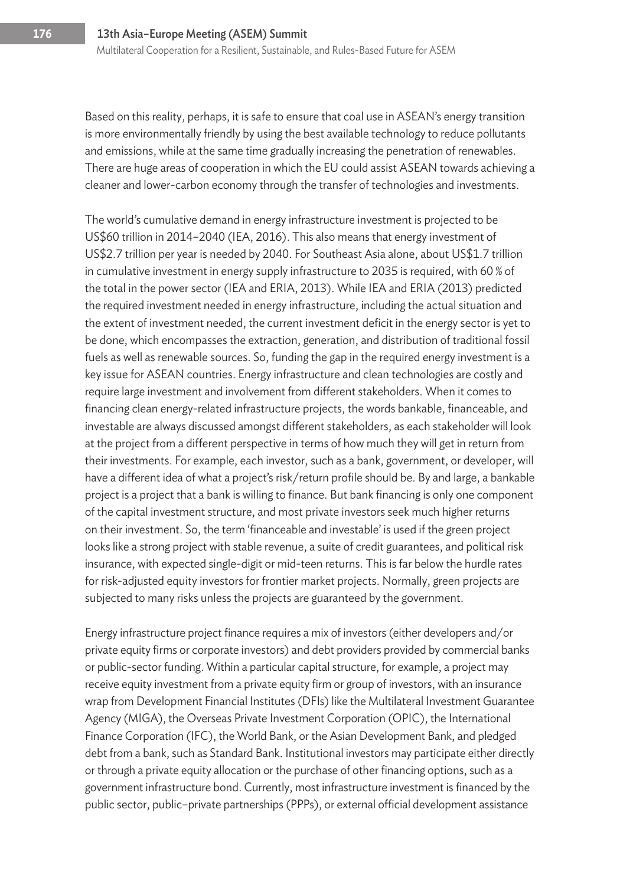Based on this reality, perhaps, it is safe to ensure that coal use in ASEAN's energy transition is more environmentally friendly by using the best available technology to reduce pollutants and emissions, while at the same time gradually increasing the penetration of renewables. There are huge areas of cooperation in which the EU could assist ASEAN towards achieving a cleaner and lower-carbon economy through the transfer of technologies and investments.

The world's cumulative demand in energy infrastructure investment is projected to be US$60 trillion in 2014–2040 (IEA, 2016). This also means that energy investment of US$2.7 trillion per year is needed by 2040. For Southeast Asia alone, about US$1.7 trillion in cumulative investment in energy supply infrastructure to 2035 is required, with 60 % of the total in the power sector (IEA and ERIA, 2013). While IEA and ERIA (2013) predicted the required investment needed in energy infrastructure, including the actual situation and the extent of investment needed, the current investment deficit in the energy sector is yet to be done, which encompasses the extraction, generation, and distribution of traditional fossil fuels as well as renewable sources. So, funding the gap in the required energy investment is a key issue for ASEAN countries. Energy infrastructure and clean technologies are costly and require large investment and involvement from different stakeholders. When it comes to financing clean energy-related infrastructure projects, the words bankable, financeable, and investable are always discussed amongst different stakeholders, as each stakeholder will look at the project from a different perspective in terms of how much they will get in return from their investments. For example, each investor, such as a bank, government, or developer, will have a different idea of what a project's risk/return profile should be. By and large, a bankable project is a project that a bank is willing to finance. But bank financing is only one component of the capital investment structure, and most private investors seek much higher returns on their investment. So, the term 'financeable and investable' is used if the green project looks like a strong project with stable revenue, a suite of credit guarantees, and political risk insurance, with expected single-digit or mid-teen returns. This is far below the hurdle rates for risk-adjusted equity investors for frontier market projects. Normally, green projects are subjected to many risks unless the projects are guaranteed by the government.

Energy infrastructure project finance requires a mix of investors (either developers and/or private equity firms or corporate investors) and debt providers provided by commercial banks or public-sector funding. Within a particular capital structure, for example, a project may receive equity investment from a private equity firm or group of investors, with an insurance wrap from Development Financial Institutes (DFIs) like the Multilateral Investment Guarantee Agency (MIGA), the Overseas Private Investment Corporation (OPIC), the International Finance Corporation (IFC), the World Bank, or the Asian Development Bank, and pledged debt from a bank, such as Standard Bank. Institutional investors may participate either directly or through a private equity allocation or the purchase of other financing options, such as a government infrastructure bond. Currently, most infrastructure investment is financed by the public sector, public–private partnerships (PPPs), or external official development assistance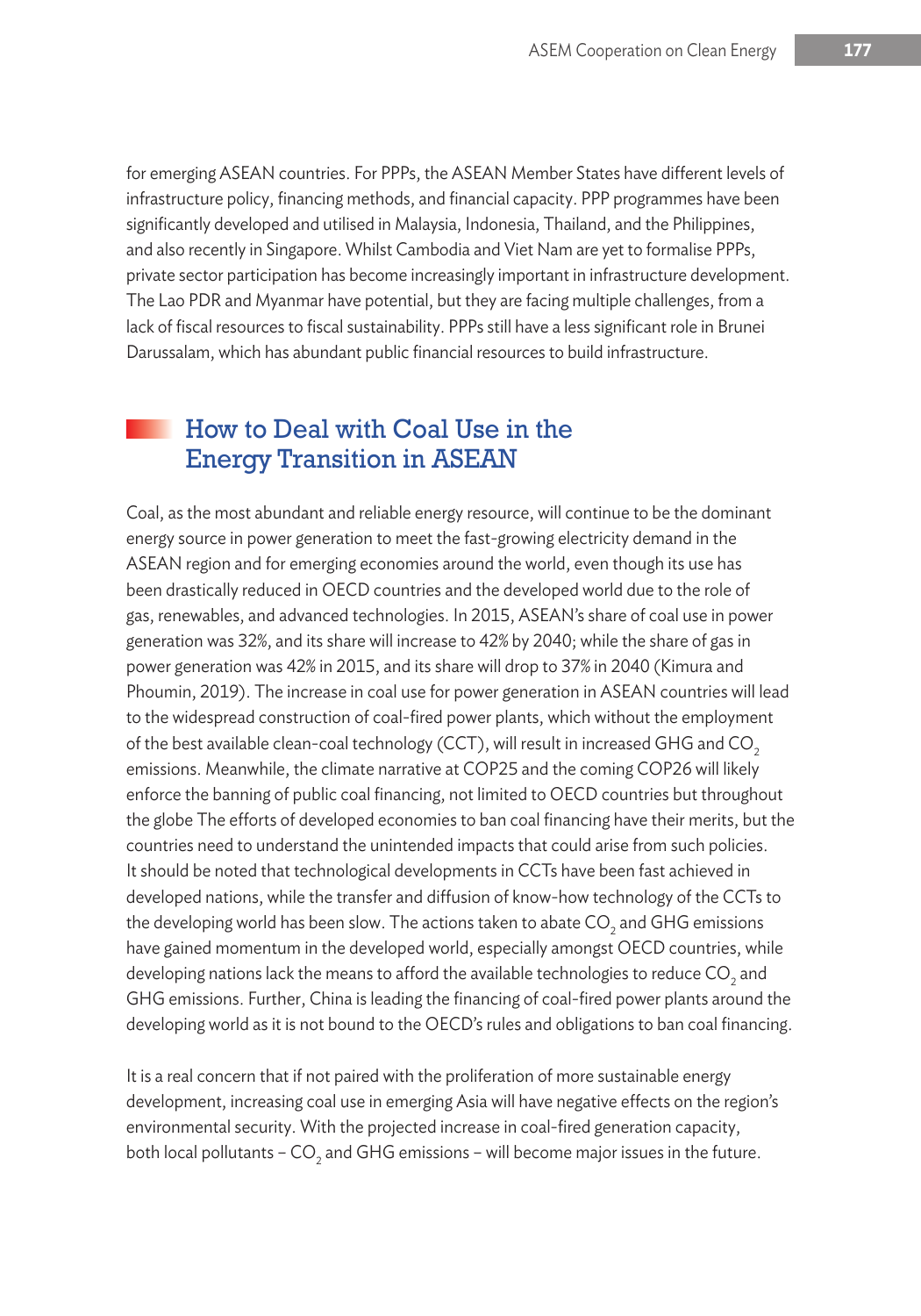for emerging ASEAN countries. For PPPs, the ASEAN Member States have different levels of infrastructure policy, financing methods, and financial capacity. PPP programmes have been significantly developed and utilised in Malaysia, Indonesia, Thailand, and the Philippines, and also recently in Singapore. Whilst Cambodia and Viet Nam are yet to formalise PPPs, private sector participation has become increasingly important in infrastructure development. The Lao PDR and Myanmar have potential, but they are facing multiple challenges, from a lack of fiscal resources to fiscal sustainability. PPPs still have a less significant role in Brunei Darussalam, which has abundant public financial resources to build infrastructure.

## How to Deal with Coal Use in the Energy Transition in ASEAN

Coal, as the most abundant and reliable energy resource, will continue to be the dominant energy source in power generation to meet the fast-growing electricity demand in the ASEAN region and for emerging economies around the world, even though its use has been drastically reduced in OECD countries and the developed world due to the role of gas, renewables, and advanced technologies. In 2015, ASEAN's share of coal use in power generation was 32%, and its share will increase to 42% by 2040; while the share of gas in power generation was 42% in 2015, and its share will drop to 37% in 2040 (Kimura and Phoumin, 2019). The increase in coal use for power generation in ASEAN countries will lead to the widespread construction of coal-fired power plants, which without the employment of the best available clean-coal technology (CCT), will result in increased GHG and $CO_2$ emissions. Meanwhile, the climate narrative at COP25 and the coming COP26 will likely enforce the banning of public coal financing, not limited to OECD countries but throughout the globe The efforts of developed economies to ban coal financing have their merits, but the countries need to understand the unintended impacts that could arise from such policies. It should be noted that technological developments in CCTs have been fast achieved in developed nations, while the transfer and diffusion of know-how technology of the CCTs to the developing world has been slow. The actions taken to abate $CO_2$ and GHG emissions have gained momentum in the developed world, especially amongst OECD countries, while developing nations lack the means to afford the available technologies to reduce $CO_2$ and GHG emissions. Further, China is leading the financing of coal-fired power plants around the developing world as it is not bound to the OECD's rules and obligations to ban coal financing.

It is a real concern that if not paired with the proliferation of more sustainable energy development, increasing coal use in emerging Asia will have negative effects on the region's environmental security. With the projected increase in coal-fired generation capacity, both local pollutants – $CO_2$ and GHG emissions – will become major issues in the future.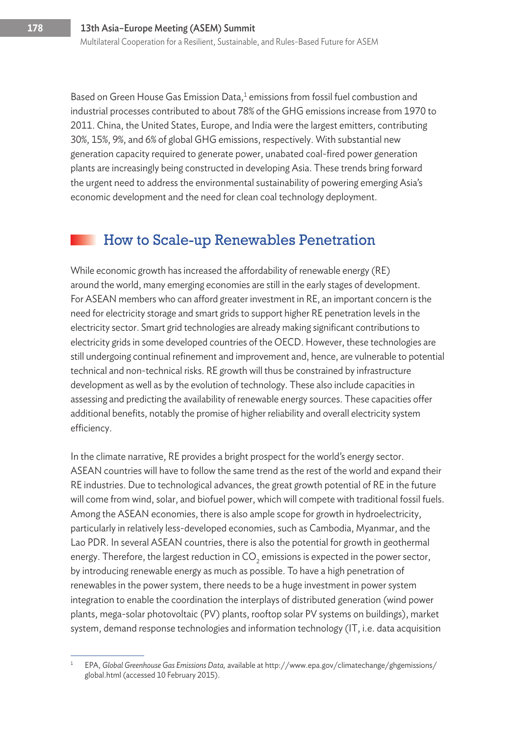Based on Green House Gas Emission Data,[1] emissions from fossil fuel combustion and industrial processes contributed to about 78% of the GHG emissions increase from 1970 to 2011. China, the United States, Europe, and India were the largest emitters, contributing 30%, 15%, 9%, and 6% of global GHG emissions, respectively. With substantial new generation capacity required to generate power, unabated coal-fired power generation plants are increasingly being constructed in developing Asia. These trends bring forward the urgent need to address the environmental sustainability of powering emerging Asia's economic development and the need for clean coal technology deployment.

## How to Scale-up Renewables Penetration

While economic growth has increased the affordability of renewable energy (RE) around the world, many emerging economies are still in the early stages of development. For ASEAN members who can afford greater investment in RE, an important concern is the need for electricity storage and smart grids to support higher RE penetration levels in the electricity sector. Smart grid technologies are already making significant contributions to electricity grids in some developed countries of the OECD. However, these technologies are still undergoing continual refinement and improvement and, hence, are vulnerable to potential technical and non-technical risks. RE growth will thus be constrained by infrastructure development as well as by the evolution of technology. These also include capacities in assessing and predicting the availability of renewable energy sources. These capacities offer additional benefits, notably the promise of higher reliability and overall electricity system efficiency.

In the climate narrative, RE provides a bright prospect for the world's energy sector. ASEAN countries will have to follow the same trend as the rest of the world and expand their RE industries. Due to technological advances, the great growth potential of RE in the future will come from wind, solar, and biofuel power, which will compete with traditional fossil fuels. Among the ASEAN economies, there is also ample scope for growth in hydroelectricity, particularly in relatively less-developed economies, such as Cambodia, Myanmar, and the Lao PDR. In several ASEAN countries, there is also the potential for growth in geothermal energy. Therefore, the largest reduction in $CO_2$ emissions is expected in the power sector, by introducing renewable energy as much as possible. To have a high penetration of renewables in the power system, there needs to be a huge investment in power system integration to enable the coordination the interplays of distributed generation (wind power plants, mega-solar photovoltaic (PV) plants, rooftop solar PV systems on buildings), market system, demand response technologies and information technology (IT, i.e. data acquisition

---

[1] EPA, *Global Greenhouse Gas Emissions Data,* available at http://www.epa.gov/climatechange/ghgemissions/global.html (accessed 10 February 2015).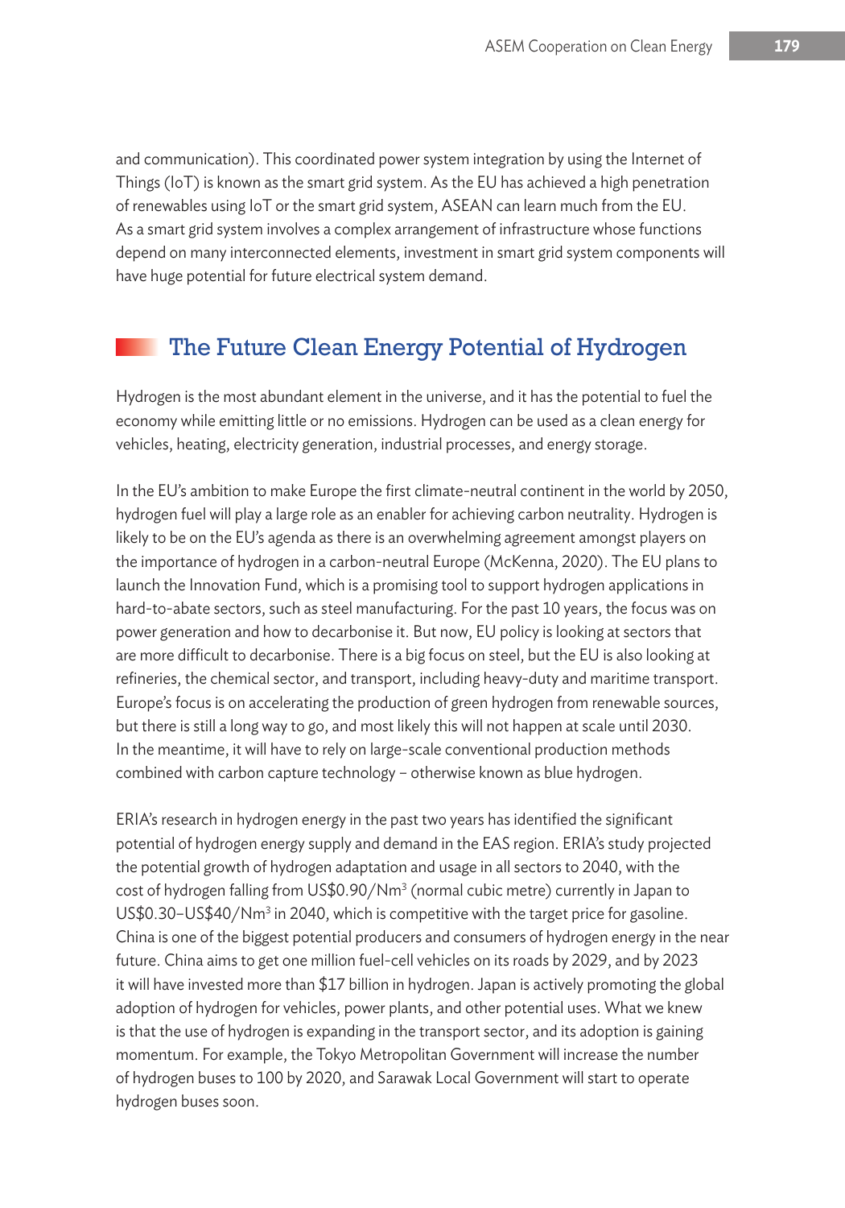and communication). This coordinated power system integration by using the Internet of Things (IoT) is known as the smart grid system. As the EU has achieved a high penetration of renewables using IoT or the smart grid system, ASEAN can learn much from the EU. As a smart grid system involves a complex arrangement of infrastructure whose functions depend on many interconnected elements, investment in smart grid system components will have huge potential for future electrical system demand.

## The Future Clean Energy Potential of Hydrogen

Hydrogen is the most abundant element in the universe, and it has the potential to fuel the economy while emitting little or no emissions. Hydrogen can be used as a clean energy for vehicles, heating, electricity generation, industrial processes, and energy storage.

In the EU's ambition to make Europe the first climate-neutral continent in the world by 2050, hydrogen fuel will play a large role as an enabler for achieving carbon neutrality. Hydrogen is likely to be on the EU's agenda as there is an overwhelming agreement amongst players on the importance of hydrogen in a carbon-neutral Europe (McKenna, 2020). The EU plans to launch the Innovation Fund, which is a promising tool to support hydrogen applications in hard-to-abate sectors, such as steel manufacturing. For the past 10 years, the focus was on power generation and how to decarbonise it. But now, EU policy is looking at sectors that are more difficult to decarbonise. There is a big focus on steel, but the EU is also looking at refineries, the chemical sector, and transport, including heavy-duty and maritime transport. Europe's focus is on accelerating the production of green hydrogen from renewable sources, but there is still a long way to go, and most likely this will not happen at scale until 2030. In the meantime, it will have to rely on large-scale conventional production methods combined with carbon capture technology – otherwise known as blue hydrogen.

ERIA's research in hydrogen energy in the past two years has identified the significant potential of hydrogen energy supply and demand in the EAS region. ERIA's study projected the potential growth of hydrogen adaptation and usage in all sectors to 2040, with the cost of hydrogen falling from US$0.90/Nm$^3$ (normal cubic metre) currently in Japan to US$0.30–US$40/Nm$^3$ in 2040, which is competitive with the target price for gasoline. China is one of the biggest potential producers and consumers of hydrogen energy in the near future. China aims to get one million fuel-cell vehicles on its roads by 2029, and by 2023 it will have invested more than $17 billion in hydrogen. Japan is actively promoting the global adoption of hydrogen for vehicles, power plants, and other potential uses. What we knew is that the use of hydrogen is expanding in the transport sector, and its adoption is gaining momentum. For example, the Tokyo Metropolitan Government will increase the number of hydrogen buses to 100 by 2020, and Sarawak Local Government will start to operate hydrogen buses soon.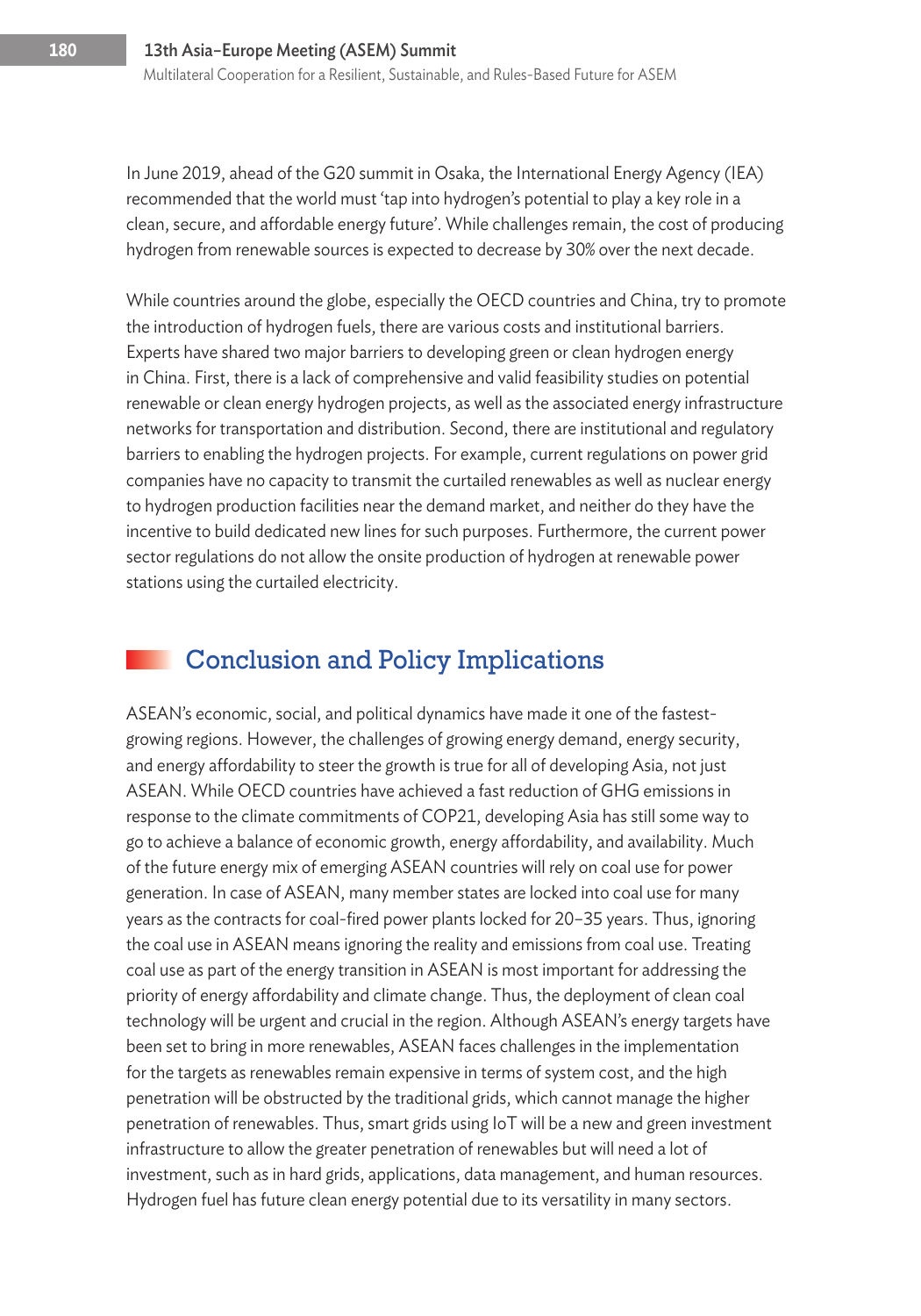In June 2019, ahead of the G20 summit in Osaka, the International Energy Agency (IEA) recommended that the world must 'tap into hydrogen's potential to play a key role in a clean, secure, and affordable energy future'. While challenges remain, the cost of producing hydrogen from renewable sources is expected to decrease by 30% over the next decade.

While countries around the globe, especially the OECD countries and China, try to promote the introduction of hydrogen fuels, there are various costs and institutional barriers. Experts have shared two major barriers to developing green or clean hydrogen energy in China. First, there is a lack of comprehensive and valid feasibility studies on potential renewable or clean energy hydrogen projects, as well as the associated energy infrastructure networks for transportation and distribution. Second, there are institutional and regulatory barriers to enabling the hydrogen projects. For example, current regulations on power grid companies have no capacity to transmit the curtailed renewables as well as nuclear energy to hydrogen production facilities near the demand market, and neither do they have the incentive to build dedicated new lines for such purposes. Furthermore, the current power sector regulations do not allow the onsite production of hydrogen at renewable power stations using the curtailed electricity.

## Conclusion and Policy Implications

ASEAN's economic, social, and political dynamics have made it one of the fastest-growing regions. However, the challenges of growing energy demand, energy security, and energy affordability to steer the growth is true for all of developing Asia, not just ASEAN. While OECD countries have achieved a fast reduction of GHG emissions in response to the climate commitments of COP21, developing Asia has still some way to go to achieve a balance of economic growth, energy affordability, and availability. Much of the future energy mix of emerging ASEAN countries will rely on coal use for power generation. In case of ASEAN, many member states are locked into coal use for many years as the contracts for coal-fired power plants locked for 20–35 years. Thus, ignoring the coal use in ASEAN means ignoring the reality and emissions from coal use. Treating coal use as part of the energy transition in ASEAN is most important for addressing the priority of energy affordability and climate change. Thus, the deployment of clean coal technology will be urgent and crucial in the region. Although ASEAN's energy targets have been set to bring in more renewables, ASEAN faces challenges in the implementation for the targets as renewables remain expensive in terms of system cost, and the high penetration will be obstructed by the traditional grids, which cannot manage the higher penetration of renewables. Thus, smart grids using IoT will be a new and green investment infrastructure to allow the greater penetration of renewables but will need a lot of investment, such as in hard grids, applications, data management, and human resources. Hydrogen fuel has future clean energy potential due to its versatility in many sectors.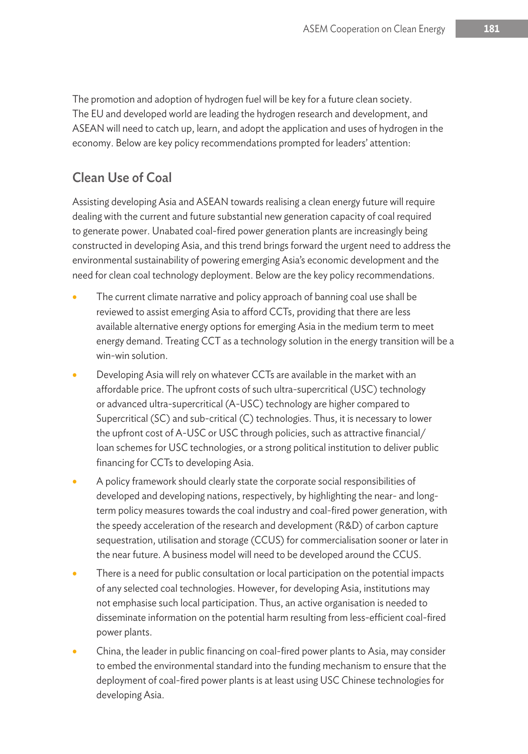The promotion and adoption of hydrogen fuel will be key for a future clean society. The EU and developed world are leading the hydrogen research and development, and ASEAN will need to catch up, learn, and adopt the application and uses of hydrogen in the economy. Below are key policy recommendations prompted for leaders' attention:

## Clean Use of Coal

Assisting developing Asia and ASEAN towards realising a clean energy future will require dealing with the current and future substantial new generation capacity of coal required to generate power. Unabated coal-fired power generation plants are increasingly being constructed in developing Asia, and this trend brings forward the urgent need to address the environmental sustainability of powering emerging Asia's economic development and the need for clean coal technology deployment. Below are the key policy recommendations.

- The current climate narrative and policy approach of banning coal use shall be reviewed to assist emerging Asia to afford CCTs, providing that there are less available alternative energy options for emerging Asia in the medium term to meet energy demand. Treating CCT as a technology solution in the energy transition will be a win-win solution.
- Developing Asia will rely on whatever CCTs are available in the market with an affordable price. The upfront costs of such ultra-supercritical (USC) technology or advanced ultra-supercritical (A-USC) technology are higher compared to Supercritical (SC) and sub-critical (C) technologies. Thus, it is necessary to lower the upfront cost of A-USC or USC through policies, such as attractive financial/loan schemes for USC technologies, or a strong political institution to deliver public financing for CCTs to developing Asia.
- A policy framework should clearly state the corporate social responsibilities of developed and developing nations, respectively, by highlighting the near- and long-term policy measures towards the coal industry and coal-fired power generation, with the speedy acceleration of the research and development (R&D) of carbon capture sequestration, utilisation and storage (CCUS) for commercialisation sooner or later in the near future. A business model will need to be developed around the CCUS.
- There is a need for public consultation or local participation on the potential impacts of any selected coal technologies. However, for developing Asia, institutions may not emphasise such local participation. Thus, an active organisation is needed to disseminate information on the potential harm resulting from less-efficient coal-fired power plants.
- China, the leader in public financing on coal-fired power plants to Asia, may consider to embed the environmental standard into the funding mechanism to ensure that the deployment of coal-fired power plants is at least using USC Chinese technologies for developing Asia.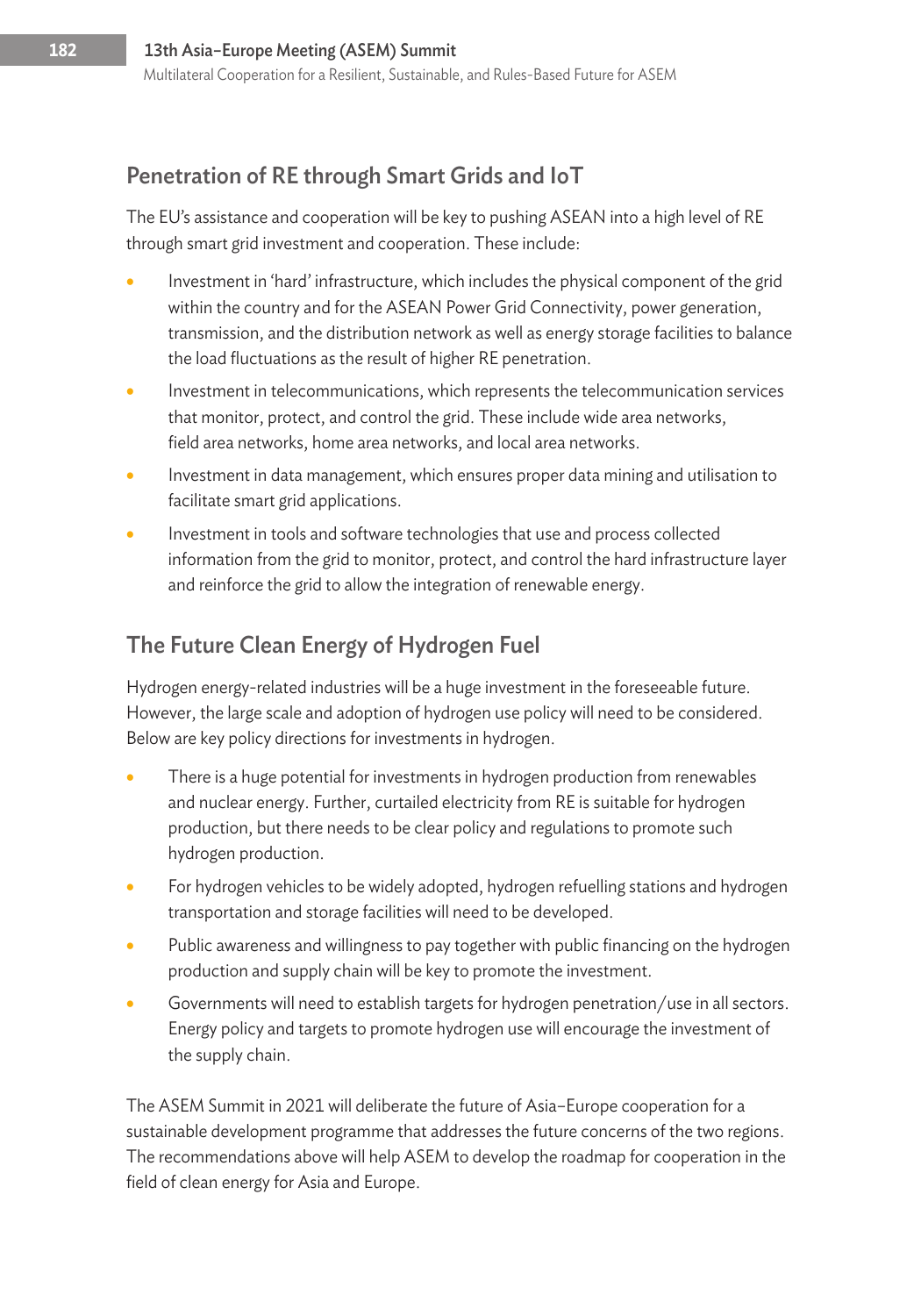## Penetration of RE through Smart Grids and IoT

The EU's assistance and cooperation will be key to pushing ASEAN into a high level of RE through smart grid investment and cooperation. These include:

- Investment in 'hard' infrastructure, which includes the physical component of the grid within the country and for the ASEAN Power Grid Connectivity, power generation, transmission, and the distribution network as well as energy storage facilities to balance the load fluctuations as the result of higher RE penetration.
- Investment in telecommunications, which represents the telecommunication services that monitor, protect, and control the grid. These include wide area networks, field area networks, home area networks, and local area networks.
- Investment in data management, which ensures proper data mining and utilisation to facilitate smart grid applications.
- Investment in tools and software technologies that use and process collected information from the grid to monitor, protect, and control the hard infrastructure layer and reinforce the grid to allow the integration of renewable energy.

## The Future Clean Energy of Hydrogen Fuel

Hydrogen energy-related industries will be a huge investment in the foreseeable future. However, the large scale and adoption of hydrogen use policy will need to be considered. Below are key policy directions for investments in hydrogen.

- There is a huge potential for investments in hydrogen production from renewables and nuclear energy. Further, curtailed electricity from RE is suitable for hydrogen production, but there needs to be clear policy and regulations to promote such hydrogen production.
- For hydrogen vehicles to be widely adopted, hydrogen refuelling stations and hydrogen transportation and storage facilities will need to be developed.
- Public awareness and willingness to pay together with public financing on the hydrogen production and supply chain will be key to promote the investment.
- Governments will need to establish targets for hydrogen penetration/use in all sectors. Energy policy and targets to promote hydrogen use will encourage the investment of the supply chain.

The ASEM Summit in 2021 will deliberate the future of Asia–Europe cooperation for a sustainable development programme that addresses the future concerns of the two regions. The recommendations above will help ASEM to develop the roadmap for cooperation in the field of clean energy for Asia and Europe.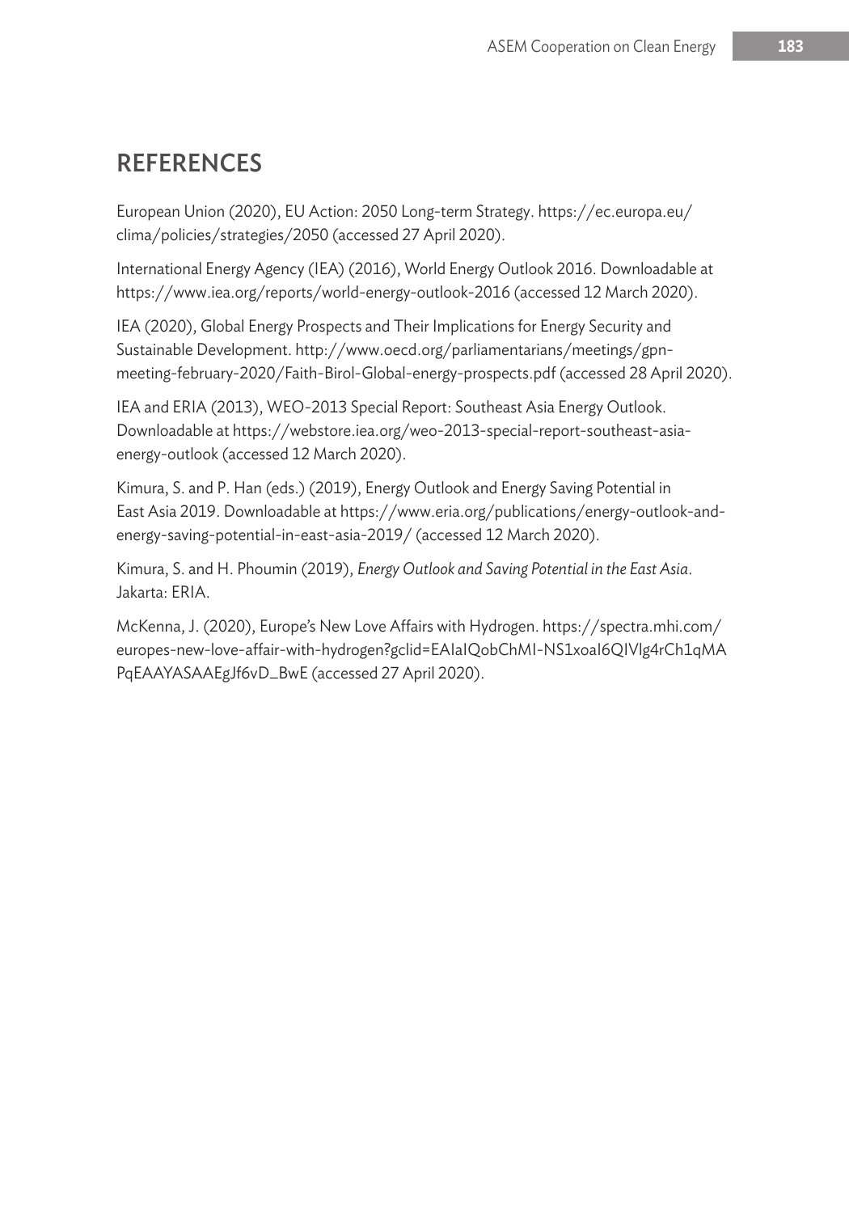## REFERENCES

European Union (2020), EU Action: 2050 Long-term Strategy. https://ec.europa.eu/clima/policies/strategies/2050 (accessed 27 April 2020).

International Energy Agency (IEA) (2016), World Energy Outlook 2016. Downloadable at https://www.iea.org/reports/world-energy-outlook-2016 (accessed 12 March 2020).

IEA (2020), Global Energy Prospects and Their Implications for Energy Security and Sustainable Development. http://www.oecd.org/parliamentarians/meetings/gpn-meeting-february-2020/Faith-Birol-Global-energy-prospects.pdf (accessed 28 April 2020).

IEA and ERIA (2013), WEO-2013 Special Report: Southeast Asia Energy Outlook. Downloadable at https://webstore.iea.org/weo-2013-special-report-southeast-asia-energy-outlook (accessed 12 March 2020).

Kimura, S. and P. Han (eds.) (2019), Energy Outlook and Energy Saving Potential in East Asia 2019. Downloadable at https://www.eria.org/publications/energy-outlook-and-energy-saving-potential-in-east-asia-2019/ (accessed 12 March 2020).

Kimura, S. and H. Phoumin (2019), *Energy Outlook and Saving Potential in the East Asia*. Jakarta: ERIA.

McKenna, J. (2020), Europe's New Love Affairs with Hydrogen. https://spectra.mhi.com/europes-new-love-affair-with-hydrogen?gclid=EAIaIQobChMI-NS1xoaI6QIVlg4rCh1qMAPqEAAYASAAEgJf6vD_BwE (accessed 27 April 2020).